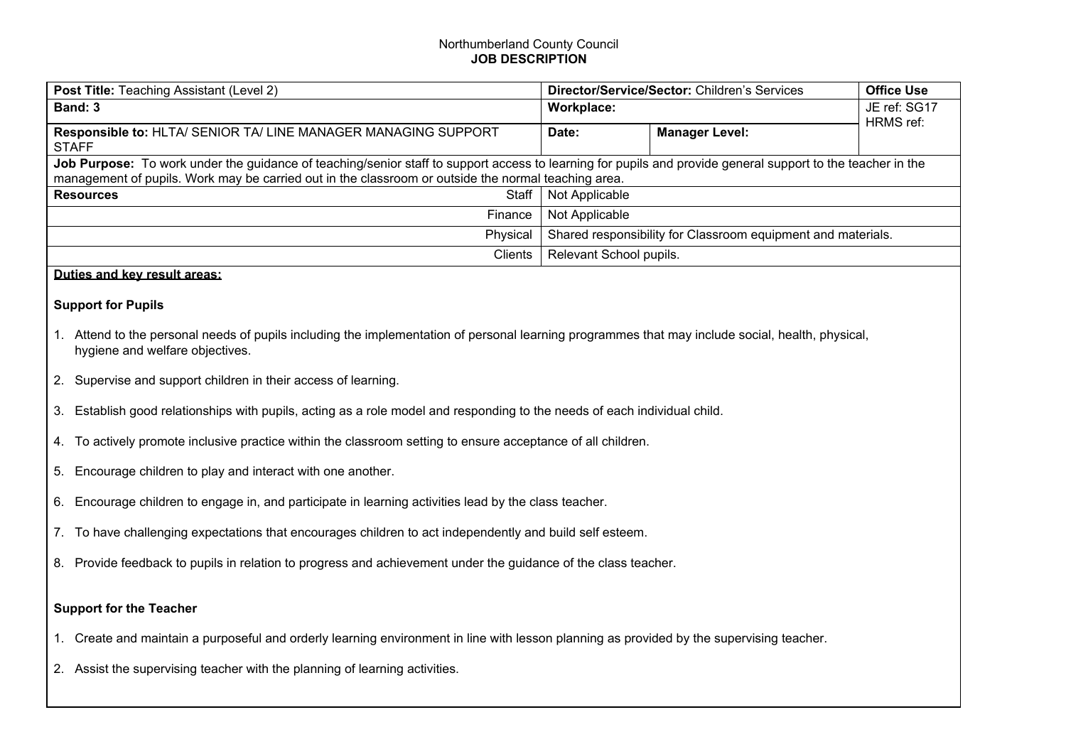Northumberland County Council
**JOB DESCRIPTION**

| **Post Title:** Teaching Assistant (Level 2) | **Director/Service/Sector:** Children's Services | | **Office Use** |
|---|---|---|---|
| **Band: 3** | **Workplace:** | | JE ref: SG17<br>HRMS ref: |
| **Responsible to:** HLTA/ SENIOR TA/ LINE MANAGER MANAGING SUPPORT STAFF | **Date:** | **Manager Level:** | |
| **Job Purpose:** To work under the guidance of teaching/senior staff to support access to learning for pupils and provide general support to the teacher in the management of pupils. Work may be carried out in the classroom or outside the normal teaching area. | | | |
| **Resources** Staff | Not Applicable | | |
| Finance | Not Applicable | | |
| Physical | Shared responsibility for Classroom equipment and materials. | | |
| Clients | Relevant School pupils. | | |

**Duties and key result areas:**

**Support for Pupils**

1. Attend to the personal needs of pupils including the implementation of personal learning programmes that may include social, health, physical, hygiene and welfare objectives.

2. Supervise and support children in their access of learning.

3. Establish good relationships with pupils, acting as a role model and responding to the needs of each individual child.

4. To actively promote inclusive practice within the classroom setting to ensure acceptance of all children.

5. Encourage children to play and interact with one another.

6. Encourage children to engage in, and participate in learning activities lead by the class teacher.

7. To have challenging expectations that encourages children to act independently and build self esteem.

8. Provide feedback to pupils in relation to progress and achievement under the guidance of the class teacher.

**Support for the Teacher**

1. Create and maintain a purposeful and orderly learning environment in line with lesson planning as provided by the supervising teacher.

2. Assist the supervising teacher with the planning of learning activities.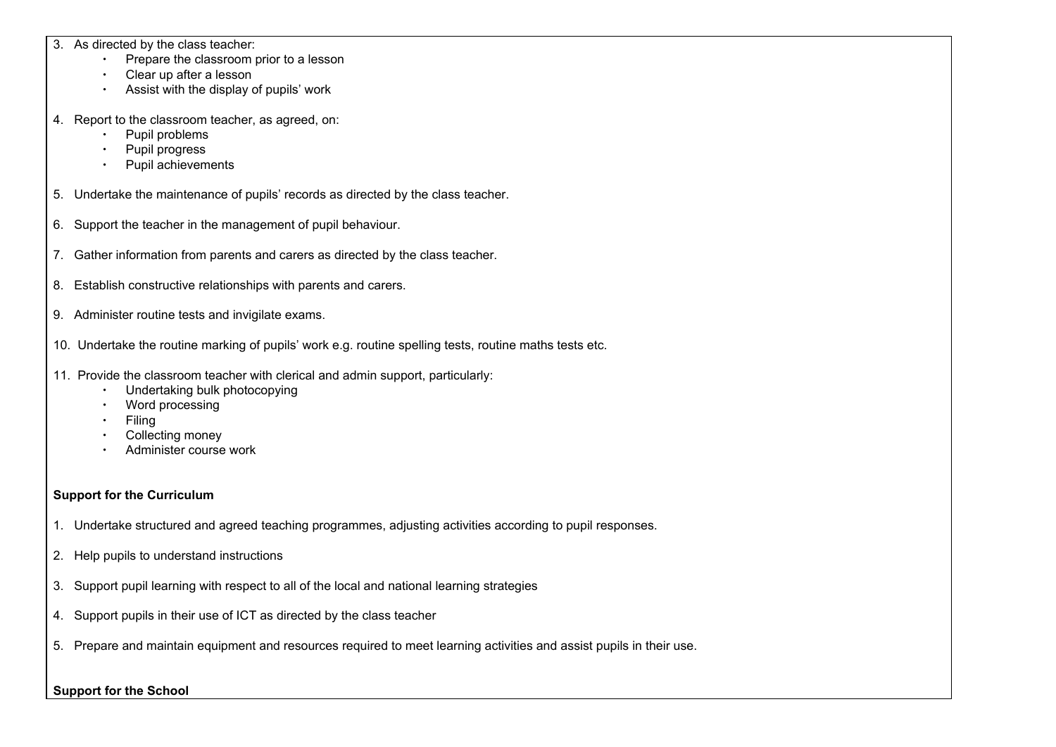3. As directed by the class teacher:
    - Prepare the classroom prior to a lesson
    - Clear up after a lesson
    - Assist with the display of pupils' work

4. Report to the classroom teacher, as agreed, on:
    - Pupil problems
    - Pupil progress
    - Pupil achievements

5. Undertake the maintenance of pupils' records as directed by the class teacher.

6. Support the teacher in the management of pupil behaviour.

7. Gather information from parents and carers as directed by the class teacher.

8. Establish constructive relationships with parents and carers.

9. Administer routine tests and invigilate exams.

10. Undertake the routine marking of pupils' work e.g. routine spelling tests, routine maths tests etc.

11. Provide the classroom teacher with clerical and admin support, particularly:
    - Undertaking bulk photocopying
    - Word processing
    - Filing
    - Collecting money
    - Administer course work

**Support for the Curriculum**

1. Undertake structured and agreed teaching programmes, adjusting activities according to pupil responses.

2. Help pupils to understand instructions

3. Support pupil learning with respect to all of the local and national learning strategies

4. Support pupils in their use of ICT as directed by the class teacher

5. Prepare and maintain equipment and resources required to meet learning activities and assist pupils in their use.

**Support for the School**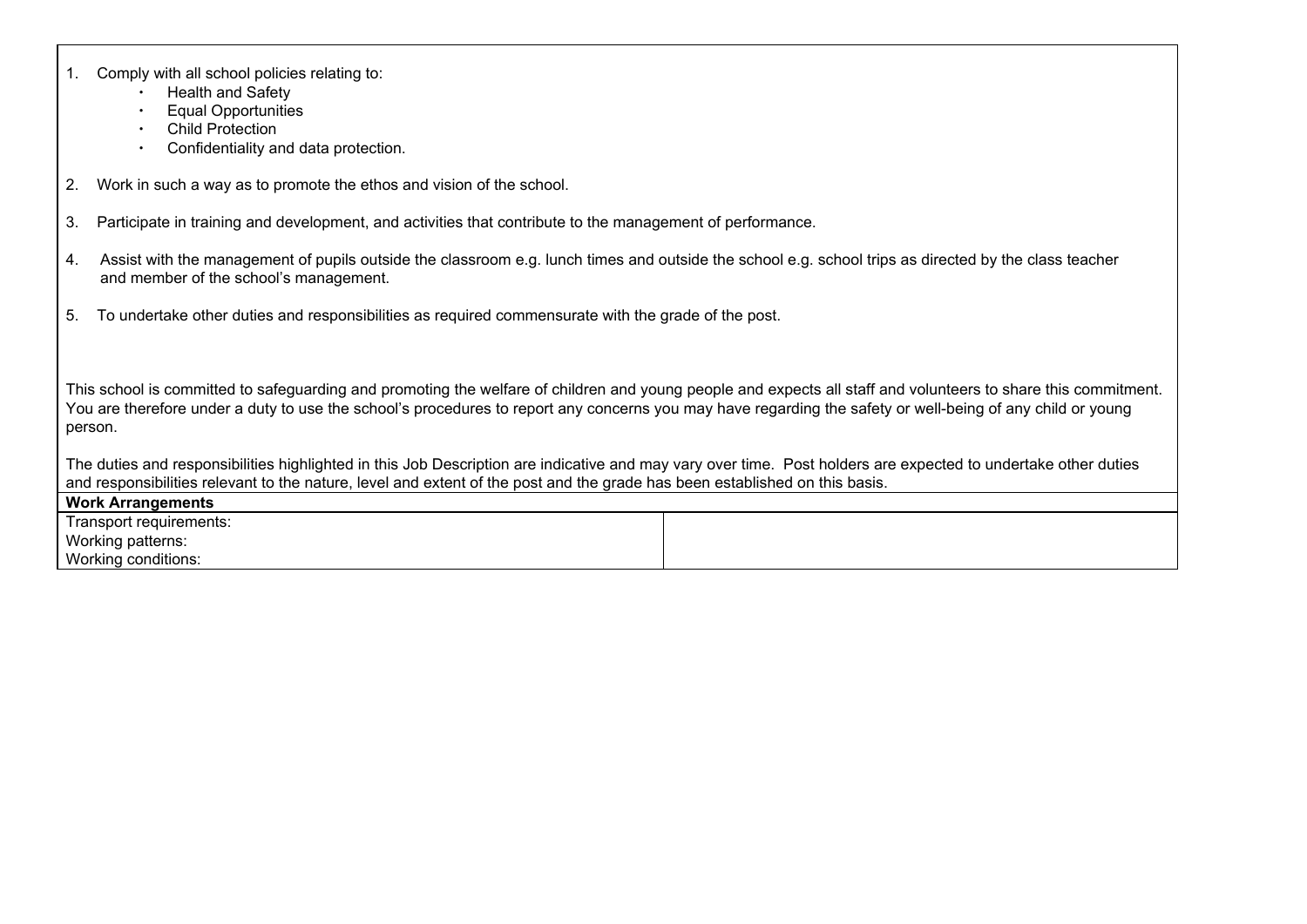1. Comply with all school policies relating to:
    - Health and Safety
    - Equal Opportunities
    - Child Protection
    - Confidentiality and data protection.

2. Work in such a way as to promote the ethos and vision of the school.

3. Participate in training and development, and activities that contribute to the management of performance.

4. Assist with the management of pupils outside the classroom e.g. lunch times and outside the school e.g. school trips as directed by the class teacher and member of the school's management.

5. To undertake other duties and responsibilities as required commensurate with the grade of the post.

This school is committed to safeguarding and promoting the welfare of children and young people and expects all staff and volunteers to share this commitment. You are therefore under a duty to use the school's procedures to report any concerns you may have regarding the safety or well-being of any child or young person.

The duties and responsibilities highlighted in this Job Description are indicative and may vary over time. Post holders are expected to undertake other duties and responsibilities relevant to the nature, level and extent of the post and the grade has been established on this basis.

| **Work Arrangements** | |
|---|---|
| Transport requirements:<br>Working patterns:<br>Working conditions: | |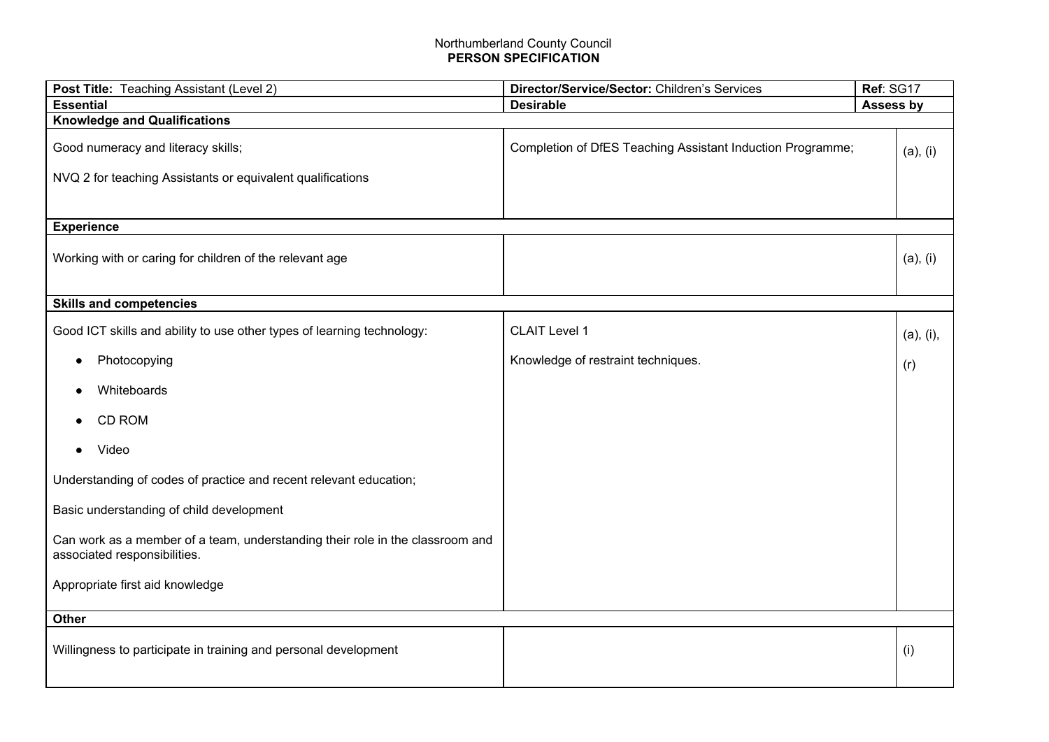Northumberland County Council
**PERSON SPECIFICATION**

| **Post Title:** Teaching Assistant (Level 2) | **Director/Service/Sector:** Children's Services | **Ref**: SG17 |
|---|---|---|
| **Essential** | **Desirable** | **Assess by** |
| **Knowledge and Qualifications** | | |
| Good numeracy and literacy skills;<br><br>NVQ 2 for teaching Assistants or equivalent qualifications | Completion of DfES Teaching Assistant Induction Programme; | (a), (i) |
| **Experience** | | |
| Working with or caring for children of the relevant age | | (a), (i) |
| **Skills and competencies** | | |
| Good ICT skills and ability to use other types of learning technology:<br>• Photocopying<br>• Whiteboards<br>• CD ROM<br>• Video<br><br>Understanding of codes of practice and recent relevant education;<br><br>Basic understanding of child development<br><br>Can work as a member of a team, understanding their role in the classroom and associated responsibilities.<br><br>Appropriate first aid knowledge | CLAIT Level 1<br><br>Knowledge of restraint techniques. | (a), (i),<br>(r) |
| **Other** | | |
| Willingness to participate in training and personal development | | (i) |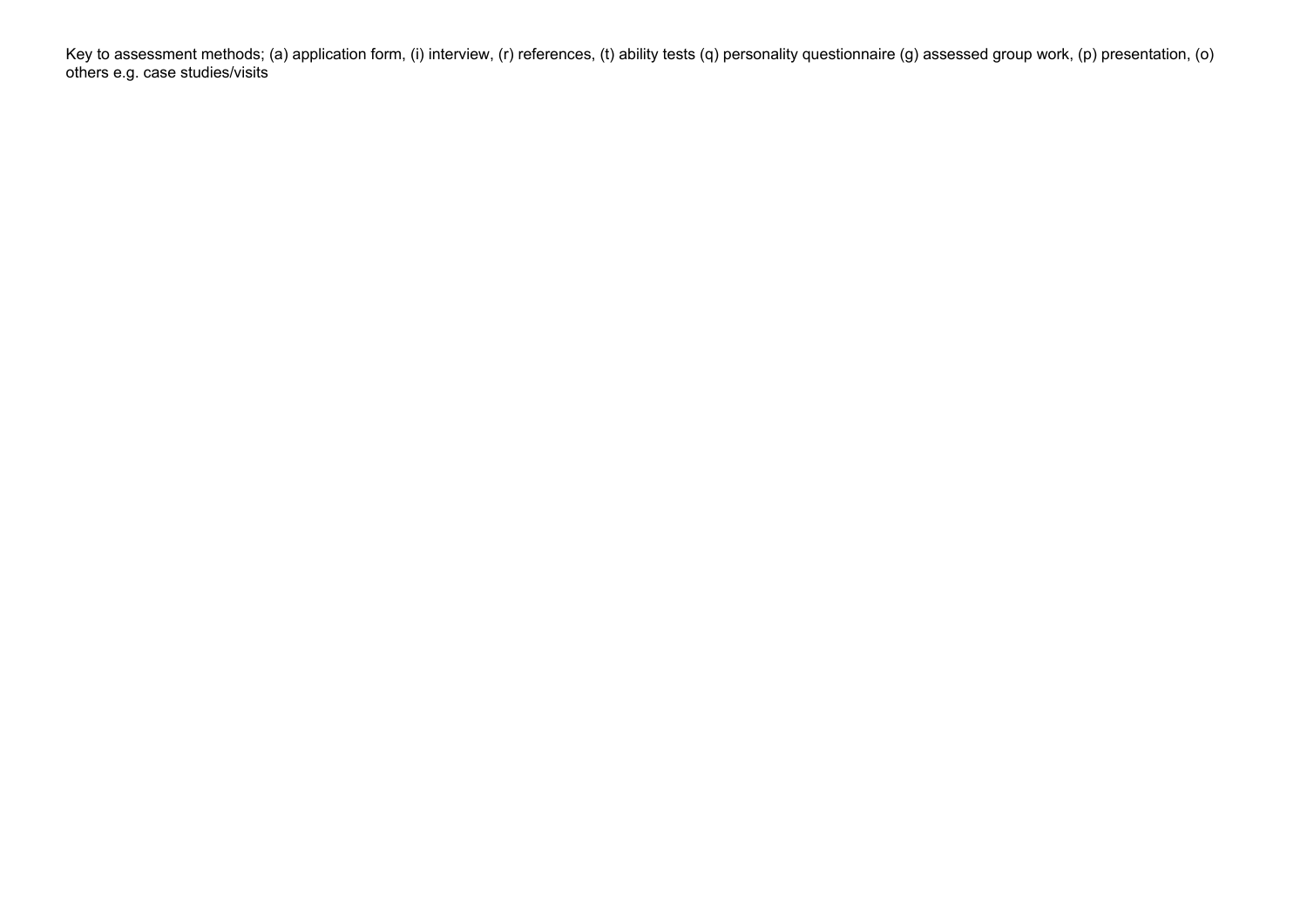Key to assessment methods; (a) application form, (i) interview, (r) references, (t) ability tests (q) personality questionnaire (g) assessed group work, (p) presentation, (o) others e.g. case studies/visits